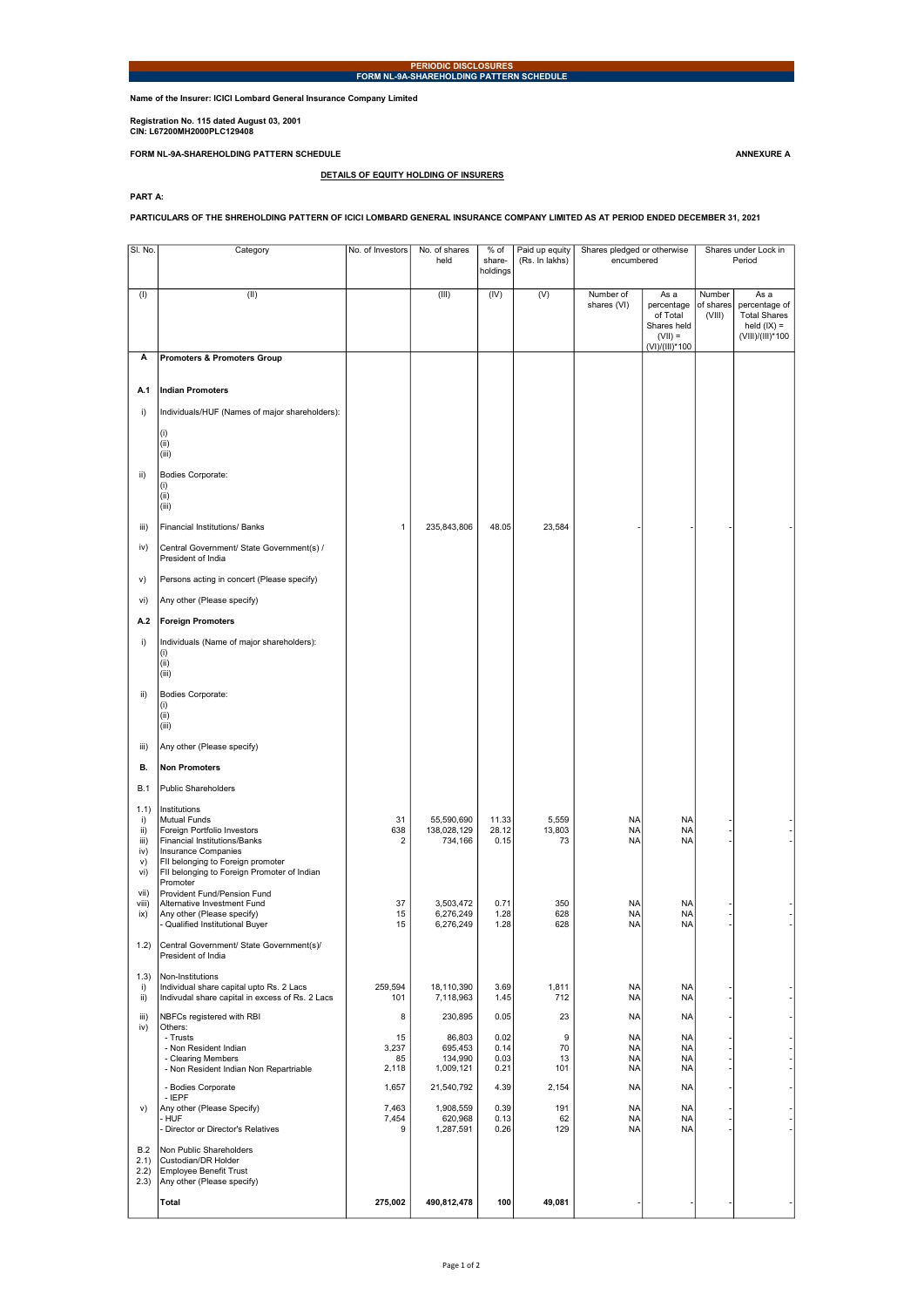**PERIODIC DISCLOSURES**
**FORM NL-9A-SHAREHOLDING PATTERN SCHEDULE**

**Name of the Insurer: ICICI Lombard General Insurance Company Limited**

**Registration No. 115 dated August 03, 2001**
**CIN: L67200MH2000PLC129408**

**FORM NL-9A-SHAREHOLDING PATTERN SCHEDULE** **ANNEXURE A**

**DETAILS OF EQUITY HOLDING OF INSURERS**

**PART A:**

**PARTICULARS OF THE SHREHOLDING PATTERN OF ICICI LOMBARD GENERAL INSURANCE COMPANY LIMITED AS AT PERIOD ENDED DECEMBER 31, 2021**

| Sl. No. | Category | No. of Investors | No. of shares held | % of share-holdings | Paid up equity (Rs. In lakhs) | Shares pledged or otherwise encumbered | | Shares under Lock in Period | |
|---|---|---|---|---|---|---|---|---|---|
| (I) | (II) | | (III) | (IV) | (V) | Number of shares (VI) | As a percentage of Total Shares held (VII) = (VI)/(III)*100 | Number of shares (VIII) | As a percentage of Total Shares held (IX) = (VIII)/(III)*100 |
| **A** | **Promoters & Promoters Group** | | | | | | | | |
| **A.1** | **Indian Promoters** | | | | | | | | |
| i) | Individuals/HUF (Names of major shareholders): (i) (ii) (iii) | | | | | | | | |
| ii) | Bodies Corporate: (i) (ii) (iii) | | | | | | | | |
| iii) | Financial Institutions/ Banks | 1 | 235,843,806 | 48.05 | 23,584 | - | - | - | - |
| iv) | Central Government/ State Government(s) / President of India | | | | | | | | |
| v) | Persons acting in concert (Please specify) | | | | | | | | |
| vi) | Any other (Please specify) | | | | | | | | |
| **A.2** | **Foreign Promoters** | | | | | | | | |
| i) | Individuals (Name of major shareholders): (i) (ii) (iii) | | | | | | | | |
| ii) | Bodies Corporate: (i) (ii) (iii) | | | | | | | | |
| iii) | Any other (Please specify) | | | | | | | | |
| **B.** | **Non Promoters** | | | | | | | | |
| B.1 | Public Shareholders | | | | | | | | |
| 1.1) | Institutions | | | | | | | | |
| i) | Mutual Funds | 31 | 55,590,690 | 11.33 | 5,559 | NA | NA | - | - |
| ii) | Foreign Portfolio Investors | 638 | 138,028,129 | 28.12 | 13,803 | NA | NA | - | - |
| iii) | Financial Institutions/Banks | 2 | 734,166 | 0.15 | 73 | NA | NA | - | - |
| iv) | Insurance Companies | | | | | | | | |
| v) | FII belonging to Foreign promoter | | | | | | | | |
| vi) | FII belonging to Foreign Promoter of Indian Promoter | | | | | | | | |
| vii) | Provident Fund/Pension Fund | | | | | | | | |
| viii) | Alternative Investment Fund | 37 | 3,503,472 | 0.71 | 350 | NA | NA | - | - |
| ix) | Any other (Please specify) | 15 | 6,276,249 | 1.28 | 628 | NA | NA | - | - |
| | - Qualified Institutional Buyer | 15 | 6,276,249 | 1.28 | 628 | NA | NA | - | - |
| 1.2) | Central Government/ State Government(s)/ President of India | | | | | | | | |
| 1.3) | Non-Institutions | | | | | | | | |
| i) | Individual share capital upto Rs. 2 Lacs | 259,594 | 18,110,390 | 3.69 | 1,811 | NA | NA | - | - |
| ii) | Indivudal share capital in excess of Rs. 2 Lacs | 101 | 7,118,963 | 1.45 | 712 | NA | NA | - | - |
| iii) | NBFCs registered with RBI | 8 | 230,895 | 0.05 | 23 | NA | NA | - | - |
| iv) | Others: | | | | | | | | |
| | - Trusts | 15 | 86,803 | 0.02 | 9 | NA | NA | - | - |
| | - Non Resident Indian | 3,237 | 695,453 | 0.14 | 70 | NA | NA | - | - |
| | - Clearing Members | 85 | 134,990 | 0.03 | 13 | NA | NA | - | - |
| | - Non Resident Indian Non Repartriable | 2,118 | 1,009,121 | 0.21 | 101 | NA | NA | - | - |
| | - Bodies Corporate | 1,657 | 21,540,792 | 4.39 | 2,154 | NA | NA | - | - |
| | - IEPF | | | | | | | | |
| v) | Any other (Please Specify) | 7,463 | 1,908,559 | 0.39 | 191 | NA | NA | - | - |
| | - HUF | 7,454 | 620,968 | 0.13 | 62 | NA | NA | - | - |
| | - Director or Director's Relatives | 9 | 1,287,591 | 0.26 | 129 | NA | NA | - | - |
| B.2 | Non Public Shareholders | | | | | | | | |
| 2.1) | Custodian/DR Holder | | | | | | | | |
| 2.2) | Employee Benefit Trust | | | | | | | | |
| 2.3) | Any other (Please specify) | | | | | | | | |
| | **Total** | **275,002** | **490,812,478** | **100** | **49,081** | - | - | - | - |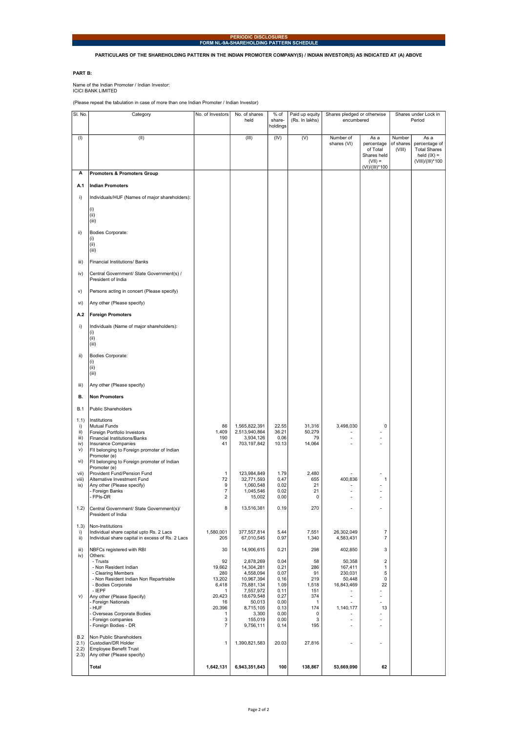**PERIODIC DISCLOSURES**

**FORM NL-9A-SHAREHOLDING PATTERN SCHEDULE**

**PARTICULARS OF THE SHAREHOLDING PATTERN IN THE INDIAN PROMOTER COMPANY(S) / INDIAN INVESTOR(S) AS INDICATED AT (A) ABOVE**

**PART B:**

Name of the Indian Promoter / Indian Investor:
ICICI BANK LIMITED

(Please repeat the tabulation in case of more than one Indian Promoter / Indian Investor)

| Sl. No. | Category | No. of Investors | No. of shares held | % of share-holdings | Paid up equity (Rs. In lakhs) | Shares pledged or otherwise encumbered | | Shares under Lock in Period | |
|---|---|---|---|---|---|---|---|---|---|
| (I) | (II) | | (III) | (IV) | (V) | Number of shares (VI) | As a percentage of Total Shares held (VII) = (VI)/(III)*100 | Number of shares (VIII) | As a percentage of Total Shares held (IX) = (VIII)/(III)*100 |
| **A** | **Promoters & Promoters Group** | | | | | | | | |
| **A.1** | **Indian Promoters** | | | | | | | | |
| i) | Individuals/HUF (Names of major shareholders): | | | | | | | | |
| | (i) | | | | | | | | |
| | (ii) | | | | | | | | |
| | (iii) | | | | | | | | |
| ii) | Bodies Corporate: | | | | | | | | |
| | (i) | | | | | | | | |
| | (ii) | | | | | | | | |
| | (iii) | | | | | | | | |
| iii) | Financial Institutions/ Banks | | | | | | | | |
| iv) | Central Government/ State Government(s) / President of India | | | | | | | | |
| v) | Persons acting in concert (Please specify) | | | | | | | | |
| vi) | Any other (Please specify) | | | | | | | | |
| **A.2** | **Foreign Promoters** | | | | | | | | |
| i) | Individuals (Name of major shareholders): | | | | | | | | |
| | (i) | | | | | | | | |
| | (ii) | | | | | | | | |
| | (iii) | | | | | | | | |
| ii) | Bodies Corporate: | | | | | | | | |
| | (i) | | | | | | | | |
| | (ii) | | | | | | | | |
| | (iii) | | | | | | | | |
| iii) | Any other (Please specify) | | | | | | | | |
| **B.** | **Non Promoters** | | | | | | | | |
| B.1 | Public Shareholders | | | | | | | | |
| 1.1) | Institutions | | | | | | | | |
| i) | Mutual Funds | 86 | 1,565,822,391 | 22.55 | 31,316 | 3,498,030 | 0 | | |
| ii) | Foreign Portfolio Investors | 1,409 | 2,513,940,864 | 36.21 | 50,279 | - | - | | |
| iii) | Financial Institutions/Banks | 190 | 3,934,126 | 0.06 | 79 | - | - | | |
| iv) | Insurance Companies | 41 | 703,197,842 | 10.13 | 14,064 | - | - | | |
| v) | FII belonging to Foreign promoter of Indian Promoter (e) | | | | | | | | |
| vi) | FII belonging to Foreign promoter of Indian Promoter (e) | | | | | | | | |
| vii) | Provident Fund/Pension Fund | 1 | 123,984,849 | 1.79 | 2,480 | - | - | | |
| viii) | Alternative Investment Fund | 72 | 32,771,593 | 0.47 | 655 | 400,836 | 1 | | |
| ix) | Any other (Please specify) | 9 | 1,060,548 | 0.02 | 21 | - | - | | |
| | - Foreign Banks | 7 | 1,045,546 | 0.02 | 21 | - | - | | |
| | - FPIs-DR | 2 | 15,002 | 0.00 | 0 | - | - | | |
| 1.2) | Central Government/ State Government(s)/ President of India | 8 | 13,516,381 | 0.19 | 270 | - | - | | |
| 1.3) | Non-Institutions | | | | | | | | |
| i) | Individual share capital upto Rs. 2 Lacs | 1,580,001 | 377,557,814 | 5.44 | 7,551 | 26,302,049 | 7 | | |
| ii) | Individual share capital in excess of Rs. 2 Lacs | 205 | 67,010,545 | 0.97 | 1,340 | 4,583,431 | 7 | | |
| iii) | NBFCs registered with RBI | 30 | 14,906,615 | 0.21 | 298 | 402,850 | 3 | | |
| iv) | Others: | | | | | | | | |
| | - Trusts | 92 | 2,878,269 | 0.04 | 58 | 50,358 | 2 | | |
| | - Non Resident Indian | 19,662 | 14,304,281 | 0.21 | 286 | 167,411 | 1 | | |
| | - Clearing Members | 280 | 4,558,094 | 0.07 | 91 | 230,031 | 5 | | |
| | - Non Resident Indian Non Repartriable | 13,202 | 10,967,394 | 0.16 | 219 | 50,448 | 0 | | |
| | - Bodies Corporate | 6,418 | 75,881,134 | 1.09 | 1,518 | 16,843,469 | 22 | | |
| | - IEPF | 1 | 7,557,972 | 0.11 | 151 | - | - | | |
| v) | Any other (Please Specify) | 20,423 | 18,679,548 | 0.27 | 374 | - | - | | |
| | - Foreign Nationals | 16 | 50,013 | 0.00 | 1 | - | - | | |
| | - HUF | 20,396 | 8,715,105 | 0.13 | 174 | 1,140,177 | 13 | | |
| | - Overseas Corporate Bodies | 1 | 3,300 | 0.00 | 0 | - | - | | |
| | - Foreign companies | 3 | 155,019 | 0.00 | 3 | - | - | | |
| | - Foreign Bodies - DR | 7 | 9,756,111 | 0.14 | 195 | - | - | | |
| B.2 | Non Public Shareholders | | | | | | | | |
| 2.1) | Custodian/DR Holder | 1 | 1,390,821,583 | 20.03 | 27,816 | - | - | | |
| 2.2) | Employee Benefit Trust | | | | | | | | |
| 2.3) | Any other (Please specify) | | | | | | | | |
| | **Total** | **1,642,131** | **6,943,351,843** | **100** | **138,867** | **53,669,090** | **62** | | |